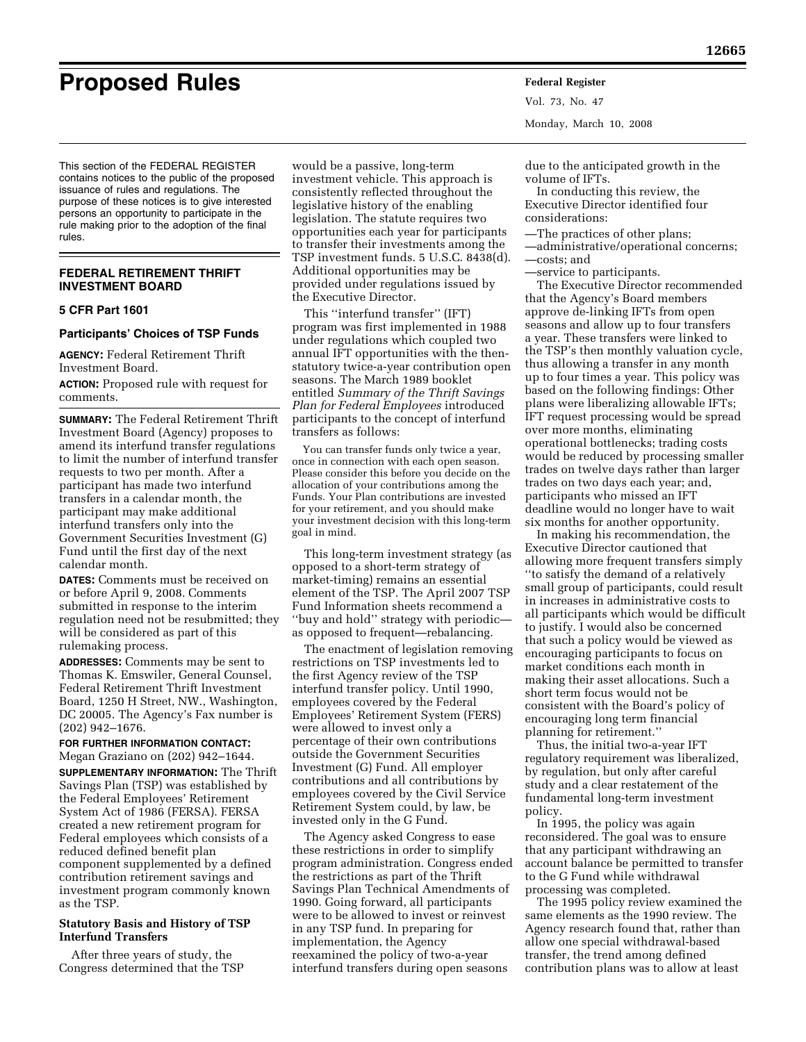# Proposed Rules

This section of the FEDERAL REGISTER contains notices to the public of the proposed issuance of rules and regulations. The purpose of these notices is to give interested persons an opportunity to participate in the rule making prior to the adoption of the final rules.

## FEDERAL RETIREMENT THRIFT INVESTMENT BOARD

### 5 CFR Part 1601

### Participants' Choices of TSP Funds

**AGENCY:** Federal Retirement Thrift Investment Board.

**ACTION:** Proposed rule with request for comments.

**SUMMARY:** The Federal Retirement Thrift Investment Board (Agency) proposes to amend its interfund transfer regulations to limit the number of interfund transfer requests to two per month. After a participant has made two interfund transfers in a calendar month, the participant may make additional interfund transfers only into the Government Securities Investment (G) Fund until the first day of the next calendar month.

**DATES:** Comments must be received on or before April 9, 2008. Comments submitted in response to the interim regulation need not be resubmitted; they will be considered as part of this rulemaking process.

**ADDRESSES:** Comments may be sent to Thomas K. Emswiler, General Counsel, Federal Retirement Thrift Investment Board, 1250 H Street, NW., Washington, DC 20005. The Agency's Fax number is (202) 942–1676.

**FOR FURTHER INFORMATION CONTACT:** Megan Graziano on (202) 942–1644.

**SUPPLEMENTARY INFORMATION:** The Thrift Savings Plan (TSP) was established by the Federal Employees' Retirement System Act of 1986 (FERSA). FERSA created a new retirement program for Federal employees which consists of a reduced defined benefit plan component supplemented by a defined contribution retirement savings and investment program commonly known as the TSP.

#### Statutory Basis and History of TSP Interfund Transfers

After three years of study, the Congress determined that the TSP would be a passive, long-term investment vehicle. This approach is consistently reflected throughout the legislative history of the enabling legislation. The statute requires two opportunities each year for participants to transfer their investments among the TSP investment funds. 5 U.S.C. 8438(d). Additional opportunities may be provided under regulations issued by the Executive Director.

This ''interfund transfer'' (IFT) program was first implemented in 1988 under regulations which coupled two annual IFT opportunities with the then-statutory twice-a-year contribution open seasons. The March 1989 booklet entitled *Summary of the Thrift Savings Plan for Federal Employees* introduced participants to the concept of interfund transfers as follows:

> You can transfer funds only twice a year, once in connection with each open season. Please consider this before you decide on the allocation of your contributions among the Funds. Your Plan contributions are invested for your retirement, and you should make your investment decision with this long-term goal in mind.

This long-term investment strategy (as opposed to a short-term strategy of market-timing) remains an essential element of the TSP. The April 2007 TSP Fund Information sheets recommend a ''buy and hold'' strategy with periodic—as opposed to frequent—rebalancing.

The enactment of legislation removing restrictions on TSP investments led to the first Agency review of the TSP interfund transfer policy. Until 1990, employees covered by the Federal Employees' Retirement System (FERS) were allowed to invest only a percentage of their own contributions outside the Government Securities Investment (G) Fund. All employer contributions and all contributions by employees covered by the Civil Service Retirement System could, by law, be invested only in the G Fund.

The Agency asked Congress to ease these restrictions in order to simplify program administration. Congress ended the restrictions as part of the Thrift Savings Plan Technical Amendments of 1990. Going forward, all participants were to be allowed to invest or reinvest in any TSP fund. In preparing for implementation, the Agency reexamined the policy of two-a-year interfund transfers during open seasons due to the anticipated growth in the volume of IFTs.

In conducting this review, the Executive Director identified four considerations:

—The practices of other plans;
—administrative/operational concerns;
—costs; and
—service to participants.

The Executive Director recommended that the Agency's Board members approve de-linking IFTs from open seasons and allow up to four transfers a year. These transfers were linked to the TSP's then monthly valuation cycle, thus allowing a transfer in any month up to four times a year. This policy was based on the following findings: Other plans were liberalizing allowable IFTs; IFT request processing would be spread over more months, eliminating operational bottlenecks; trading costs would be reduced by processing smaller trades on twelve days rather than larger trades on two days each year; and, participants who missed an IFT deadline would no longer have to wait six months for another opportunity.

In making his recommendation, the Executive Director cautioned that allowing more frequent transfers simply ''to satisfy the demand of a relatively small group of participants, could result in increases in administrative costs to all participants which would be difficult to justify. I would also be concerned that such a policy would be viewed as encouraging participants to focus on market conditions each month in making their asset allocations. Such a short term focus would not be consistent with the Board's policy of encouraging long term financial planning for retirement.''

Thus, the initial two-a-year IFT regulatory requirement was liberalized, by regulation, but only after careful study and a clear restatement of the fundamental long-term investment policy.

In 1995, the policy was again reconsidered. The goal was to ensure that any participant withdrawing an account balance be permitted to transfer to the G Fund while withdrawal processing was completed.

The 1995 policy review examined the same elements as the 1990 review. The Agency research found that, rather than allow one special withdrawal-based transfer, the trend among defined contribution plans was to allow at least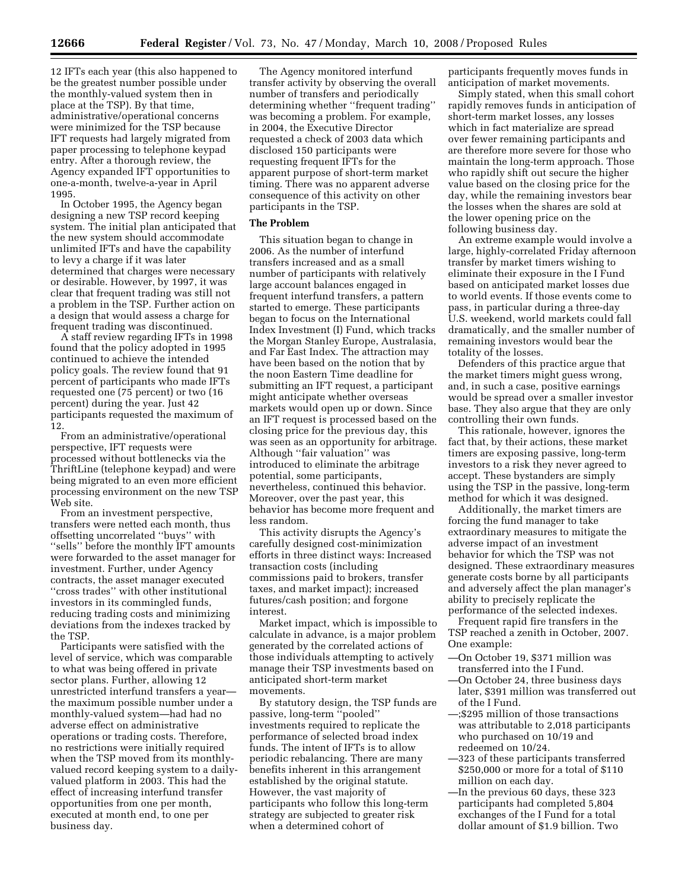12 IFTs each year (this also happened to be the greatest number possible under the monthly-valued system then in place at the TSP). By that time, administrative/operational concerns were minimized for the TSP because IFT requests had largely migrated from paper processing to telephone keypad entry. After a thorough review, the Agency expanded IFT opportunities to one-a-month, twelve-a-year in April 1995.

In October 1995, the Agency began designing a new TSP record keeping system. The initial plan anticipated that the new system should accommodate unlimited IFTs and have the capability to levy a charge if it was later determined that charges were necessary or desirable. However, by 1997, it was clear that frequent trading was still not a problem in the TSP. Further action on a design that would assess a charge for frequent trading was discontinued.

A staff review regarding IFTs in 1998 found that the policy adopted in 1995 continued to achieve the intended policy goals. The review found that 91 percent of participants who made IFTs requested one (75 percent) or two (16 percent) during the year. Just 42 participants requested the maximum of 12.

From an administrative/operational perspective, IFT requests were processed without bottlenecks via the ThriftLine (telephone keypad) and were being migrated to an even more efficient processing environment on the new TSP Web site.

From an investment perspective, transfers were netted each month, thus offsetting uncorrelated "buys" with "sells" before the monthly IFT amounts were forwarded to the asset manager for investment. Further, under Agency contracts, the asset manager executed "cross trades" with other institutional investors in its commingled funds, reducing trading costs and minimizing deviations from the indexes tracked by the TSP.

Participants were satisfied with the level of service, which was comparable to what was being offered in private sector plans. Further, allowing 12 unrestricted interfund transfers a year—the maximum possible number under a monthly-valued system—had had no adverse effect on administrative operations or trading costs. Therefore, no restrictions were initially required when the TSP moved from its monthly-valued record keeping system to a daily-valued platform in 2003. This had the effect of increasing interfund transfer opportunities from one per month, executed at month end, to one per business day.

The Agency monitored interfund transfer activity by observing the overall number of transfers and periodically determining whether "frequent trading" was becoming a problem. For example, in 2004, the Executive Director requested a check of 2003 data which disclosed 150 participants were requesting frequent IFTs for the apparent purpose of short-term market timing. There was no apparent adverse consequence of this activity on other participants in the TSP.

## The Problem

This situation began to change in 2006. As the number of interfund transfers increased and as a small number of participants with relatively large account balances engaged in frequent interfund transfers, a pattern started to emerge. These participants began to focus on the International Index Investment (I) Fund, which tracks the Morgan Stanley Europe, Australasia, and Far East Index. The attraction may have been based on the notion that by the noon Eastern Time deadline for submitting an IFT request, a participant might anticipate whether overseas markets would open up or down. Since an IFT request is processed based on the closing price for the previous day, this was seen as an opportunity for arbitrage. Although "fair valuation" was introduced to eliminate the arbitrage potential, some participants, nevertheless, continued this behavior. Moreover, over the past year, this behavior has become more frequent and less random.

This activity disrupts the Agency's carefully designed cost-minimization efforts in three distinct ways: Increased transaction costs (including commissions paid to brokers, transfer taxes, and market impact); increased futures/cash position; and forgone interest.

Market impact, which is impossible to calculate in advance, is a major problem generated by the correlated actions of those individuals attempting to actively manage their TSP investments based on anticipated short-term market movements.

By statutory design, the TSP funds are passive, long-term "pooled" investments required to replicate the performance of selected broad index funds. The intent of IFTs is to allow periodic rebalancing. There are many benefits inherent in this arrangement established by the original statute. However, the vast majority of participants who follow this long-term strategy are subjected to greater risk when a determined cohort of participants frequently moves funds in anticipation of market movements.

Simply stated, when this small cohort rapidly removes funds in anticipation of short-term market losses, any losses which in fact materialize are spread over fewer remaining participants and are therefore more severe for those who maintain the long-term approach. Those who rapidly shift out secure the higher value based on the closing price for the day, while the remaining investors bear the losses when the shares are sold at the lower opening price on the following business day.

An extreme example would involve a large, highly-correlated Friday afternoon transfer by market timers wishing to eliminate their exposure in the I Fund based on anticipated market losses due to world events. If those events come to pass, in particular during a three-day U.S. weekend, world markets could fall dramatically, and the smaller number of remaining investors would bear the totality of the losses.

Defenders of this practice argue that the market timers might guess wrong, and, in such a case, positive earnings would be spread over a smaller investor base. They also argue that they are only controlling their own funds.

This rationale, however, ignores the fact that, by their actions, these market timers are exposing passive, long-term investors to a risk they never agreed to accept. These bystanders are simply using the TSP in the passive, long-term method for which it was designed.

Additionally, the market timers are forcing the fund manager to take extraordinary measures to mitigate the adverse impact of an investment behavior for which the TSP was not designed. These extraordinary measures generate costs borne by all participants and adversely affect the plan manager's ability to precisely replicate the performance of the selected indexes.

Frequent rapid fire transfers in the TSP reached a zenith in October, 2007. One example:

—On October 19, $371 million was transferred into the I Fund.

—On October 24, three business days later, $391 million was transferred out of the I Fund.

—;$295 million of those transactions was attributable to 2,018 participants who purchased on 10/19 and redeemed on 10/24.

—323 of these participants transferred $250,000 or more for a total of $110 million on each day.

—In the previous 60 days, these 323 participants had completed 5,804 exchanges of the I Fund for a total dollar amount of $1.9 billion. Two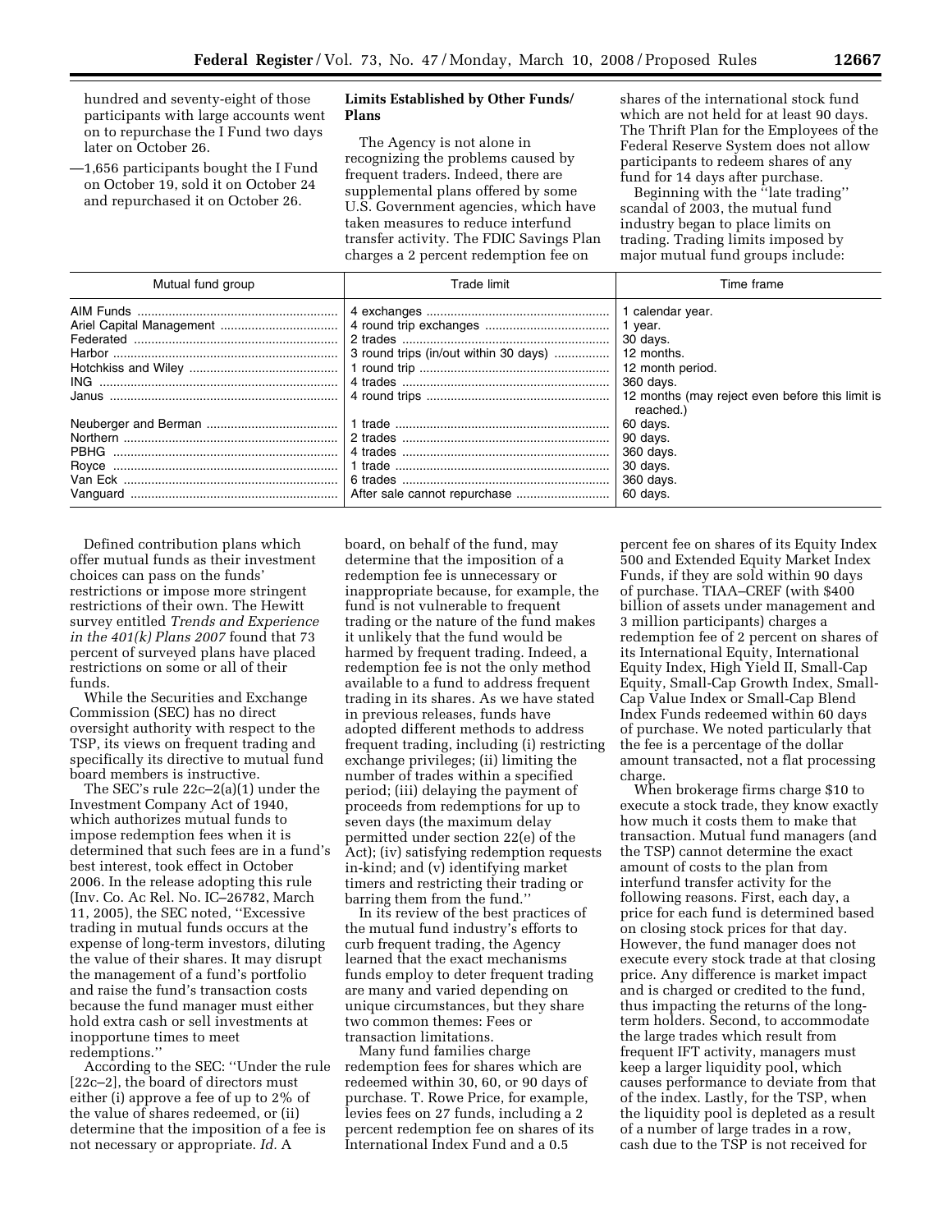hundred and seventy-eight of those participants with large accounts went on to repurchase the I Fund two days later on October 26.

—1,656 participants bought the I Fund on October 19, sold it on October 24 and repurchased it on October 26.

**Limits Established by Other Funds/ Plans**

The Agency is not alone in recognizing the problems caused by frequent traders. Indeed, there are supplemental plans offered by some U.S. Government agencies, which have taken measures to reduce interfund transfer activity. The FDIC Savings Plan charges a 2 percent redemption fee on shares of the international stock fund which are not held for at least 90 days. The Thrift Plan for the Employees of the Federal Reserve System does not allow participants to redeem shares of any fund for 14 days after purchase.

Beginning with the ''late trading'' scandal of 2003, the mutual fund industry began to place limits on trading. Trading limits imposed by major mutual fund groups include:

| Mutual fund group | Trade limit | Time frame |
| --- | --- | --- |
| AIM Funds | 4 exchanges | 1 calendar year. |
| Ariel Capital Management | 4 round trip exchanges | 1 year. |
| Federated | 2 trades | 30 days. |
| Harbor | 3 round trips (in/out within 30 days) | 12 months. |
| Hotchkiss and Wiley | 1 round trip | 12 month period. |
| ING | 4 trades | 360 days. |
| Janus | 4 round trips | 12 months (may reject even before this limit is reached.) |
| Neuberger and Berman | 1 trade | 60 days. |
| Northern | 2 trades | 90 days. |
| PBHG | 4 trades | 360 days. |
| Royce | 1 trade | 30 days. |
| Van Eck | 6 trades | 360 days. |
| Vanguard | After sale cannot repurchase | 60 days. |

Defined contribution plans which offer mutual funds as their investment choices can pass on the funds' restrictions or impose more stringent restrictions of their own. The Hewitt survey entitled *Trends and Experience in the 401(k) Plans 2007* found that 73 percent of surveyed plans have placed restrictions on some or all of their funds.

While the Securities and Exchange Commission (SEC) has no direct oversight authority with respect to the TSP, its views on frequent trading and specifically its directive to mutual fund board members is instructive.

The SEC's rule 22c–2(a)(1) under the Investment Company Act of 1940, which authorizes mutual funds to impose redemption fees when it is determined that such fees are in a fund's best interest, took effect in October 2006. In the release adopting this rule (Inv. Co. Ac Rel. No. IC–26782, March 11, 2005), the SEC noted, ''Excessive trading in mutual funds occurs at the expense of long-term investors, diluting the value of their shares. It may disrupt the management of a fund's portfolio and raise the fund's transaction costs because the fund manager must either hold extra cash or sell investments at inopportune times to meet redemptions.''

According to the SEC: ''Under the rule [22c–2], the board of directors must either (i) approve a fee of up to 2% of the value of shares redeemed, or (ii) determine that the imposition of a fee is not necessary or appropriate. *Id.* A board, on behalf of the fund, may determine that the imposition of a redemption fee is unnecessary or inappropriate because, for example, the fund is not vulnerable to frequent trading or the nature of the fund makes it unlikely that the fund would be harmed by frequent trading. Indeed, a redemption fee is not the only method available to a fund to address frequent trading in its shares. As we have stated in previous releases, funds have adopted different methods to address frequent trading, including (i) restricting exchange privileges; (ii) limiting the number of trades within a specified period; (iii) delaying the payment of proceeds from redemptions for up to seven days (the maximum delay permitted under section 22(e) of the Act); (iv) satisfying redemption requests in-kind; and (v) identifying market timers and restricting their trading or barring them from the fund.''

In its review of the best practices of the mutual fund industry's efforts to curb frequent trading, the Agency learned that the exact mechanisms funds employ to deter frequent trading are many and varied depending on unique circumstances, but they share two common themes: Fees or transaction limitations.

Many fund families charge redemption fees for shares which are redeemed within 30, 60, or 90 days of purchase. T. Rowe Price, for example, levies fees on 27 funds, including a 2 percent redemption fee on shares of its International Index Fund and a 0.5 percent fee on shares of its Equity Index 500 and Extended Equity Market Index Funds, if they are sold within 90 days of purchase. TIAA–CREF (with $400 billion of assets under management and 3 million participants) charges a redemption fee of 2 percent on shares of its International Equity, International Equity Index, High Yield II, Small-Cap Equity, Small-Cap Growth Index, Small-Cap Value Index or Small-Cap Blend Index Funds redeemed within 60 days of purchase. We noted particularly that the fee is a percentage of the dollar amount transacted, not a flat processing charge.

When brokerage firms charge $10 to execute a stock trade, they know exactly how much it costs them to make that transaction. Mutual fund managers (and the TSP) cannot determine the exact amount of costs to the plan from interfund transfer activity for the following reasons. First, each day, a price for each fund is determined based on closing stock prices for that day. However, the fund manager does not execute every stock trade at that closing price. Any difference is market impact and is charged or credited to the fund, thus impacting the returns of the long-term holders. Second, to accommodate the large trades which result from frequent IFT activity, managers must keep a larger liquidity pool, which causes performance to deviate from that of the index. Lastly, for the TSP, when the liquidity pool is depleted as a result of a number of large trades in a row, cash due to the TSP is not received for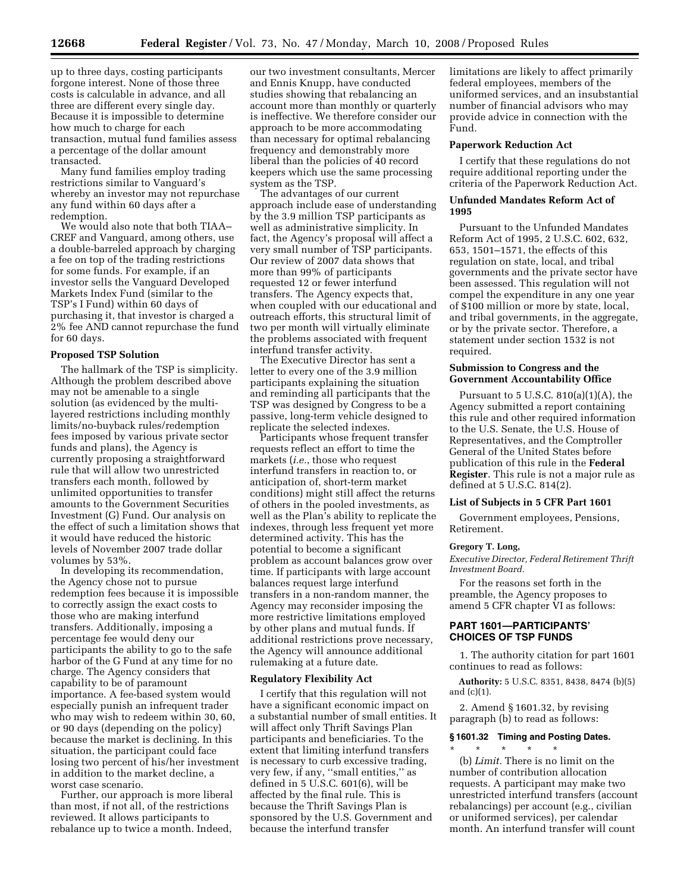up to three days, costing participants forgone interest. None of those three costs is calculable in advance, and all three are different every single day. Because it is impossible to determine how much to charge for each transaction, mutual fund families assess a percentage of the dollar amount transacted.

Many fund families employ trading restrictions similar to Vanguard's whereby an investor may not repurchase any fund within 60 days after a redemption.

We would also note that both TIAA–CREF and Vanguard, among others, use a double-barreled approach by charging a fee on top of the trading restrictions for some funds. For example, if an investor sells the Vanguard Developed Markets Index Fund (similar to the TSP's I Fund) within 60 days of purchasing it, that investor is charged a 2% fee AND cannot repurchase the fund for 60 days.

### Proposed TSP Solution

The hallmark of the TSP is simplicity. Although the problem described above may not be amenable to a single solution (as evidenced by the multi-layered restrictions including monthly limits/no-buyback rules/redemption fees imposed by various private sector funds and plans), the Agency is currently proposing a straightforward rule that will allow two unrestricted transfers each month, followed by unlimited opportunities to transfer amounts to the Government Securities Investment (G) Fund. Our analysis on the effect of such a limitation shows that it would have reduced the historic levels of November 2007 trade dollar volumes by 53%.

In developing its recommendation, the Agency chose not to pursue redemption fees because it is impossible to correctly assign the exact costs to those who are making interfund transfers. Additionally, imposing a percentage fee would deny our participants the ability to go to the safe harbor of the G Fund at any time for no charge. The Agency considers that capability to be of paramount importance. A fee-based system would especially punish an infrequent trader who may wish to redeem within 30, 60, or 90 days (depending on the policy) because the market is declining. In this situation, the participant could face losing two percent of his/her investment in addition to the market decline, a worst case scenario.

Further, our approach is more liberal than most, if not all, of the restrictions reviewed. It allows participants to rebalance up to twice a month. Indeed, our two investment consultants, Mercer and Ennis Knupp, have conducted studies showing that rebalancing an account more than monthly or quarterly is ineffective. We therefore consider our approach to be more accommodating than necessary for optimal rebalancing frequency and demonstrably more liberal than the policies of 40 record keepers which use the same processing system as the TSP.

The advantages of our current approach include ease of understanding by the 3.9 million TSP participants as well as administrative simplicity. In fact, the Agency's proposal will affect a very small number of TSP participants. Our review of 2007 data shows that more than 99% of participants requested 12 or fewer interfund transfers. The Agency expects that, when coupled with our educational and outreach efforts, this structural limit of two per month will virtually eliminate the problems associated with frequent interfund transfer activity.

The Executive Director has sent a letter to every one of the 3.9 million participants explaining the situation and reminding all participants that the TSP was designed by Congress to be a passive, long-term vehicle designed to replicate the selected indexes.

Participants whose frequent transfer requests reflect an effort to time the markets (*i.e.*, those who request interfund transfers in reaction to, or anticipation of, short-term market conditions) might still affect the returns of others in the pooled investments, as well as the Plan's ability to replicate the indexes, through less frequent yet more determined activity. This has the potential to become a significant problem as account balances grow over time. If participants with large account balances request large interfund transfers in a non-random manner, the Agency may reconsider imposing the more restrictive limitations employed by other plans and mutual funds. If additional restrictions prove necessary, the Agency will announce additional rulemaking at a future date.

### Regulatory Flexibility Act

I certify that this regulation will not have a significant economic impact on a substantial number of small entities. It will affect only Thrift Savings Plan participants and beneficiaries. To the extent that limiting interfund transfers is necessary to curb excessive trading, very few, if any, "small entities," as defined in 5 U.S.C. 601(6), will be affected by the final rule. This is because the Thrift Savings Plan is sponsored by the U.S. Government and because the interfund transfer limitations are likely to affect primarily federal employees, members of the uniformed services, and an insubstantial number of financial advisors who may provide advice in connection with the Fund.

### Paperwork Reduction Act

I certify that these regulations do not require additional reporting under the criteria of the Paperwork Reduction Act.

### Unfunded Mandates Reform Act of 1995

Pursuant to the Unfunded Mandates Reform Act of 1995, 2 U.S.C. 602, 632, 653, 1501–1571, the effects of this regulation on state, local, and tribal governments and the private sector have been assessed. This regulation will not compel the expenditure in any one year of $100 million or more by state, local, and tribal governments, in the aggregate, or by the private sector. Therefore, a statement under section 1532 is not required.

### Submission to Congress and the Government Accountability Office

Pursuant to 5 U.S.C. 810(a)(1)(A), the Agency submitted a report containing this rule and other required information to the U.S. Senate, the U.S. House of Representatives, and the Comptroller General of the United States before publication of this rule in the **Federal Register**. This rule is not a major rule as defined at 5 U.S.C. 814(2).

### List of Subjects in 5 CFR Part 1601

Government employees, Pensions, Retirement.

**Gregory T. Long,**

*Executive Director, Federal Retirement Thrift Investment Board.*

For the reasons set forth in the preamble, the Agency proposes to amend 5 CFR chapter VI as follows:

## PART 1601—PARTICIPANTS' CHOICES OF TSP FUNDS

1. The authority citation for part 1601 continues to read as follows:

**Authority:** 5 U.S.C. 8351, 8438, 8474 (b)(5) and (c)(1).

2. Amend § 1601.32, by revising paragraph (b) to read as follows:

### § 1601.32 Timing and Posting Dates.

\* \* \* \* \*

(b) *Limit.* There is no limit on the number of contribution allocation requests. A participant may make two unrestricted interfund transfers (account rebalancings) per account (e.g., civilian or uniformed services), per calendar month. An interfund transfer will count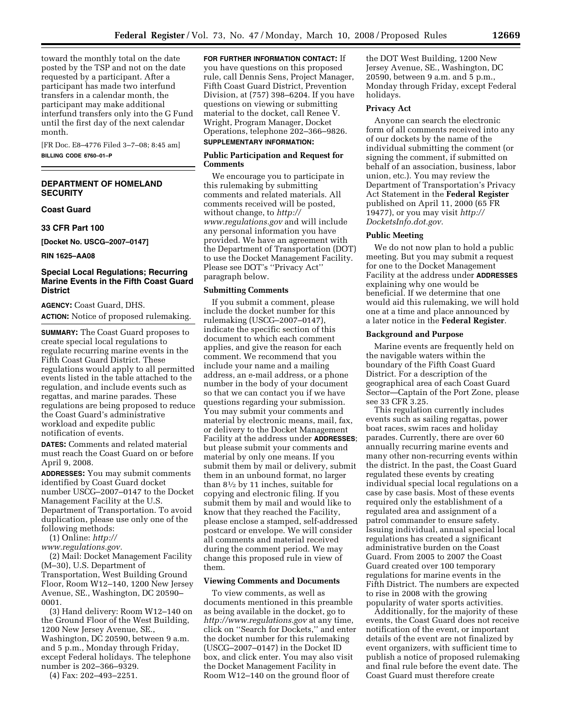toward the monthly total on the date posted by the TSP and not on the date requested by a participant. After a participant has made two interfund transfers in a calendar month, the participant may make additional interfund transfers only into the G Fund until the first day of the next calendar month.

[FR Doc. E8–4776 Filed 3–7–08; 8:45 am]

**BILLING CODE 6760–01–P**

---

## DEPARTMENT OF HOMELAND SECURITY

### Coast Guard

### 33 CFR Part 100

**[Docket No. USCG–2007–0147]**

**RIN 1625–AA08**

### Special Local Regulations; Recurring Marine Events in the Fifth Coast Guard District

**AGENCY:** Coast Guard, DHS.

**ACTION:** Notice of proposed rulemaking.

**SUMMARY:** The Coast Guard proposes to create special local regulations to regulate recurring marine events in the Fifth Coast Guard District. These regulations would apply to all permitted events listed in the table attached to the regulation, and include events such as regattas, and marine parades. These regulations are being proposed to reduce the Coast Guard's administrative workload and expedite public notification of events.

**DATES:** Comments and related material must reach the Coast Guard on or before April 9, 2008.

**ADDRESSES:** You may submit comments identified by Coast Guard docket number USCG–2007–0147 to the Docket Management Facility at the U.S. Department of Transportation. To avoid duplication, please use only one of the following methods:

(1) Online: *http://www.regulations.gov.*

(2) Mail: Docket Management Facility (M–30), U.S. Department of Transportation, West Building Ground Floor, Room W12–140, 1200 New Jersey Avenue, SE., Washington, DC 20590–0001.

(3) Hand delivery: Room W12–140 on the Ground Floor of the West Building, 1200 New Jersey Avenue, SE., Washington, DC 20590, between 9 a.m. and 5 p.m., Monday through Friday, except Federal holidays. The telephone number is 202–366–9329.

(4) Fax: 202–493–2251.

**FOR FURTHER INFORMATION CONTACT:** If you have questions on this proposed rule, call Dennis Sens, Project Manager, Fifth Coast Guard District, Prevention Division, at (757) 398–6204. If you have questions on viewing or submitting material to the docket, call Renee V. Wright, Program Manager, Docket Operations, telephone 202–366–9826.

**SUPPLEMENTARY INFORMATION:**

#### Public Participation and Request for Comments

We encourage you to participate in this rulemaking by submitting comments and related materials. All comments received will be posted, without change, to *http://www.regulations.gov* and will include any personal information you have provided. We have an agreement with the Department of Transportation (DOT) to use the Docket Management Facility. Please see DOT's "Privacy Act" paragraph below.

#### Submitting Comments

If you submit a comment, please include the docket number for this rulemaking (USCG–2007–0147), indicate the specific section of this document to which each comment applies, and give the reason for each comment. We recommend that you include your name and a mailing address, an e-mail address, or a phone number in the body of your document so that we can contact you if we have questions regarding your submission. You may submit your comments and material by electronic means, mail, fax, or delivery to the Docket Management Facility at the address under **ADDRESSES**; but please submit your comments and material by only one means. If you submit them by mail or delivery, submit them in an unbound format, no larger than 8½ by 11 inches, suitable for copying and electronic filing. If you submit them by mail and would like to know that they reached the Facility, please enclose a stamped, self-addressed postcard or envelope. We will consider all comments and material received during the comment period. We may change this proposed rule in view of them.

#### Viewing Comments and Documents

To view comments, as well as documents mentioned in this preamble as being available in the docket, go to *http://www.regulations.gov* at any time, click on "Search for Dockets," and enter the docket number for this rulemaking (USCG–2007–0147) in the Docket ID box, and click enter. You may also visit the Docket Management Facility in Room W12–140 on the ground floor of the DOT West Building, 1200 New Jersey Avenue, SE., Washington, DC 20590, between 9 a.m. and 5 p.m., Monday through Friday, except Federal holidays.

#### Privacy Act

Anyone can search the electronic form of all comments received into any of our dockets by the name of the individual submitting the comment (or signing the comment, if submitted on behalf of an association, business, labor union, etc.). You may review the Department of Transportation's Privacy Act Statement in the **Federal Register** published on April 11, 2000 (65 FR 19477), or you may visit *http://DocketsInfo.dot.gov.*

#### Public Meeting

We do not now plan to hold a public meeting. But you may submit a request for one to the Docket Management Facility at the address under **ADDRESSES** explaining why one would be beneficial. If we determine that one would aid this rulemaking, we will hold one at a time and place announced by a later notice in the **Federal Register**.

#### Background and Purpose

Marine events are frequently held on the navigable waters within the boundary of the Fifth Coast Guard District. For a description of the geographical area of each Coast Guard Sector—Captain of the Port Zone, please see 33 CFR 3.25.

This regulation currently includes events such as sailing regattas, power boat races, swim races and holiday parades. Currently, there are over 60 annually recurring marine events and many other non-recurring events within the district. In the past, the Coast Guard regulated these events by creating individual special local regulations on a case by case basis. Most of these events required only the establishment of a regulated area and assignment of a patrol commander to ensure safety. Issuing individual, annual special local regulations has created a significant administrative burden on the Coast Guard. From 2005 to 2007 the Coast Guard created over 100 temporary regulations for marine events in the Fifth District. The numbers are expected to rise in 2008 with the growing popularity of water sports activities.

Additionally, for the majority of these events, the Coast Guard does not receive notification of the event, or important details of the event are not finalized by event organizers, with sufficient time to publish a notice of proposed rulemaking and final rule before the event date. The Coast Guard must therefore create